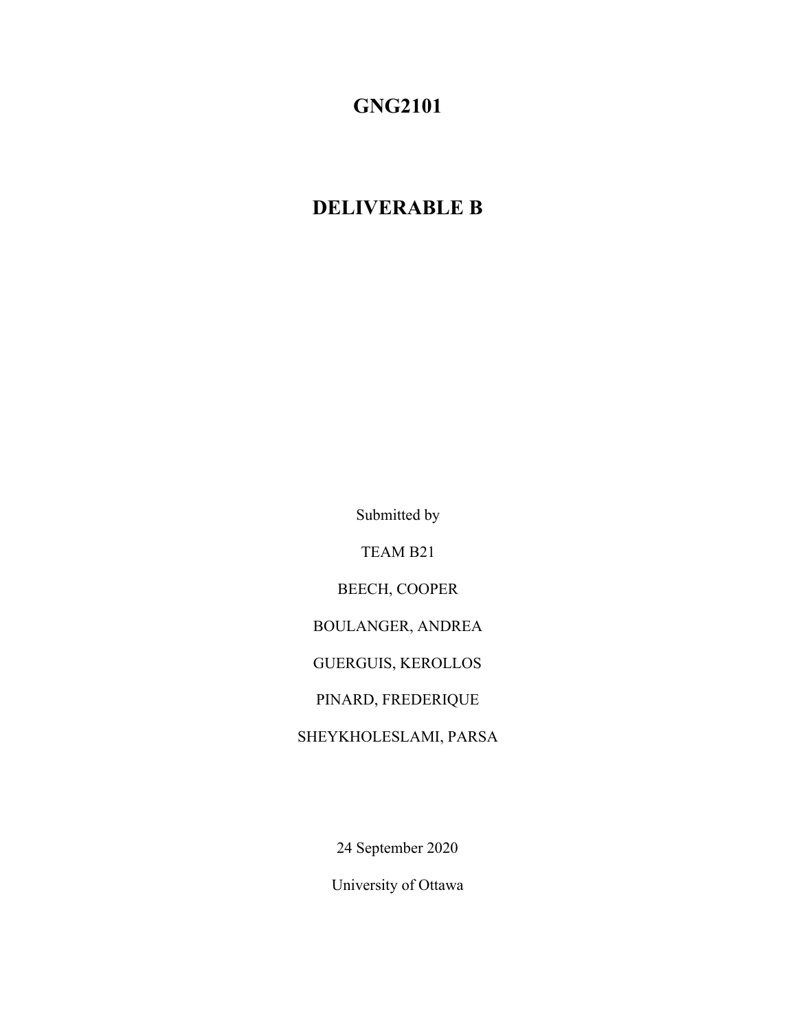# GNG2101

# DELIVERABLE B

Submitted by

TEAM B21

BEECH, COOPER

BOULANGER, ANDREA

GUERGUIS, KEROLLOS

PINARD, FREDERIQUE

SHEYKHOLESLAMI, PARSA

24 September 2020

University of Ottawa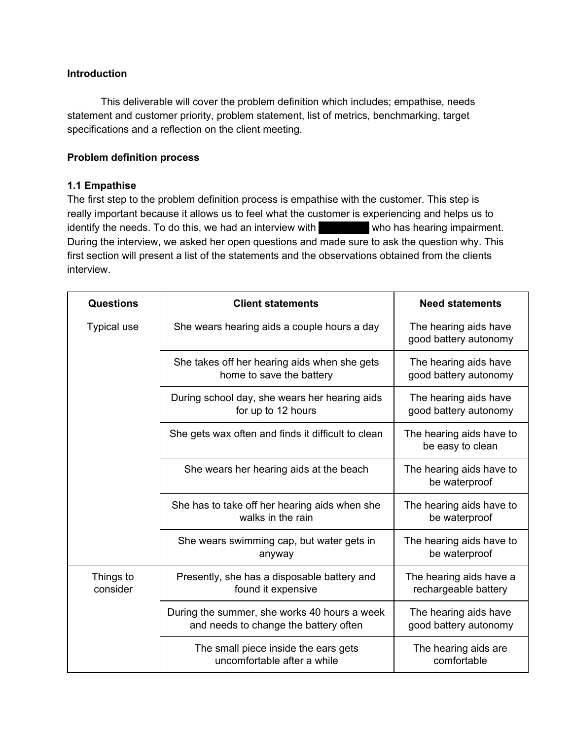**Introduction**

This deliverable will cover the problem definition which includes; empathise, needs statement and customer priority, problem statement, list of metrics, benchmarking, target specifications and a reflection on the client meeting.

**Problem definition process**

**1.1 Empathise**

The first step to the problem definition process is empathise with the customer. This step is really important because it allows us to feel what the customer is experiencing and helps us to identify the needs. To do this, we had an interview with ███████ who has hearing impairment. During the interview, we asked her open questions and made sure to ask the question why. This first section will present a list of the statements and the observations obtained from the clients interview.

| Questions | Client statements | Need statements |
|---|---|---|
| Typical use | She wears hearing aids a couple hours a day | The hearing aids have good battery autonomy |
| | She takes off her hearing aids when she gets home to save the battery | The hearing aids have good battery autonomy |
| | During school day, she wears her hearing aids for up to 12 hours | The hearing aids have good battery autonomy |
| | She gets wax often and finds it difficult to clean | The hearing aids have to be easy to clean |
| | She wears her hearing aids at the beach | The hearing aids have to be waterproof |
| | She has to take off her hearing aids when she walks in the rain | The hearing aids have to be waterproof |
| | She wears swimming cap, but water gets in anyway | The hearing aids have to be waterproof |
| Things to consider | Presently, she has a disposable battery and found it expensive | The hearing aids have a rechargeable battery |
| | During the summer, she works 40 hours a week and needs to change the battery often | The hearing aids have good battery autonomy |
| | The small piece inside the ears gets uncomfortable after a while | The hearing aids are comfortable |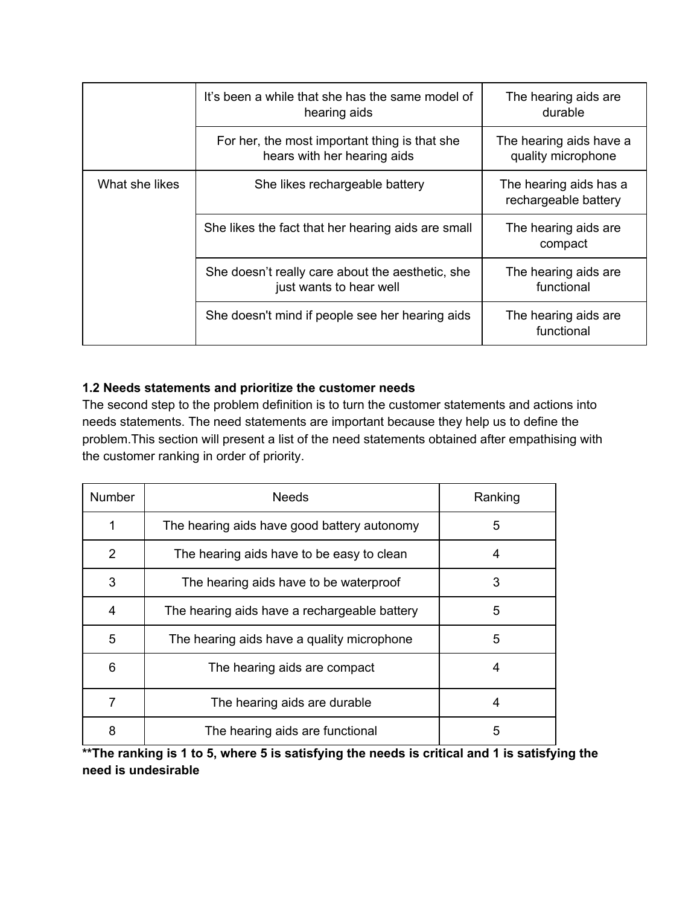|  |  |  |
|---|---|---|
|  | It's been a while that she has the same model of hearing aids | The hearing aids are durable |
|  | For her, the most important thing is that she hears with her hearing aids | The hearing aids have a quality microphone |
| What she likes | She likes rechargeable battery | The hearing aids has a rechargeable battery |
|  | She likes the fact that her hearing aids are small | The hearing aids are compact |
|  | She doesn't really care about the aesthetic, she just wants to hear well | The hearing aids are functional |
|  | She doesn't mind if people see her hearing aids | The hearing aids are functional |

**1.2 Needs statements and prioritize the customer needs**

The second step to the problem definition is to turn the customer statements and actions into needs statements. The need statements are important because they help us to define the problem.This section will present a list of the need statements obtained after empathising with the customer ranking in order of priority.

| Number | Needs | Ranking |
|---|---|---|
| 1 | The hearing aids have good battery autonomy | 5 |
| 2 | The hearing aids have to be easy to clean | 4 |
| 3 | The hearing aids have to be waterproof | 3 |
| 4 | The hearing aids have a rechargeable battery | 5 |
| 5 | The hearing aids have a quality microphone | 5 |
| 6 | The hearing aids are compact | 4 |
| 7 | The hearing aids are durable | 4 |
| 8 | The hearing aids are functional | 5 |

****The ranking is 1 to 5, where 5 is satisfying the needs is critical and 1 is satisfying the need is undesirable**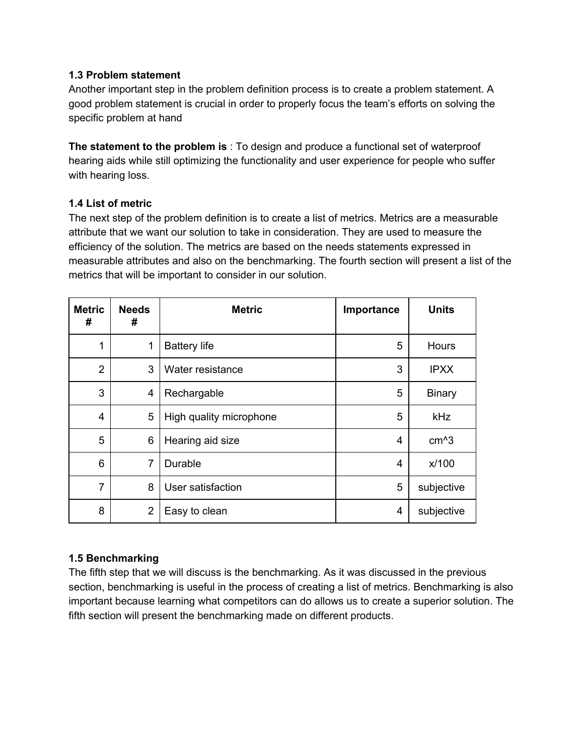### 1.3 Problem statement

Another important step in the problem definition process is to create a problem statement. A good problem statement is crucial in order to properly focus the team's efforts on solving the specific problem at hand

**The statement to the problem is** : To design and produce a functional set of waterproof hearing aids while still optimizing the functionality and user experience for people who suffer with hearing loss.

### 1.4 List of metric

The next step of the problem definition is to create a list of metrics. Metrics are a measurable attribute that we want our solution to take in consideration. They are used to measure the efficiency of the solution. The metrics are based on the needs statements expressed in measurable attributes and also on the benchmarking. The fourth section will present a list of the metrics that will be important to consider in our solution.

| Metric # | Needs # | Metric | Importance | Units |
|---:|---:|---|---:|:---:|
| 1 | 1 | Battery life | 5 | Hours |
| 2 | 3 | Water resistance | 3 | IPXX |
| 3 | 4 | Rechargable | 5 | Binary |
| 4 | 5 | High quality microphone | 5 | kHz |
| 5 | 6 | Hearing aid size | 4 | cm^3 |
| 6 | 7 | Durable | 4 | x/100 |
| 7 | 8 | User satisfaction | 5 | subjective |
| 8 | 2 | Easy to clean | 4 | subjective |

### 1.5 Benchmarking

The fifth step that we will discuss is the benchmarking. As it was discussed in the previous section, benchmarking is useful in the process of creating a list of metrics. Benchmarking is also important because learning what competitors can do allows us to create a superior solution. The fifth section will present the benchmarking made on different products.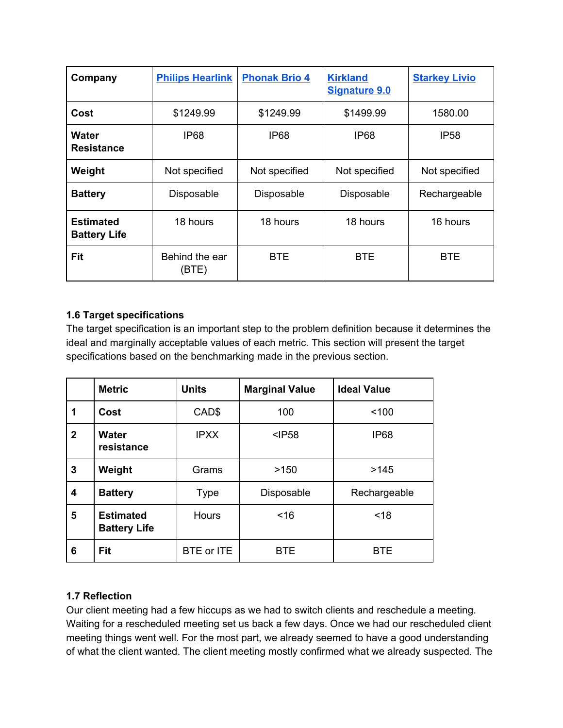| Company | [Philips Hearlink] | [Phonak Brio 4] | [Kirkland Signature 9.0] | [Starkey Livio] |
|---|---|---|---|---|
| **Cost** | $1249.99 | $1249.99 | $1499.99 | 1580.00 |
| **Water Resistance** | IP68 | IP68 | IP68 | IP58 |
| **Weight** | Not specified | Not specified | Not specified | Not specified |
| **Battery** | Disposable | Disposable | Disposable | Rechargeable |
| **Estimated Battery Life** | 18 hours | 18 hours | 18 hours | 16 hours |
| **Fit** | Behind the ear (BTE) | BTE | BTE | BTE |

### 1.6 Target specifications

The target specification is an important step to the problem definition because it determines the ideal and marginally acceptable values of each metric. This section will present the target specifications based on the benchmarking made in the previous section.

| | Metric | Units | Marginal Value | Ideal Value |
|---|---|---|---|---|
| 1 | **Cost** | CAD$ | 100 | <100 |
| 2 | **Water resistance** | IPXX | <IP58 | IP68 |
| 3 | **Weight** | Grams | >150 | >145 |
| 4 | **Battery** | Type | Disposable | Rechargeable |
| 5 | **Estimated Battery Life** | Hours | <16 | <18 |
| 6 | **Fit** | BTE or ITE | BTE | BTE |

### 1.7 Reflection

Our client meeting had a few hiccups as we had to switch clients and reschedule a meeting. Waiting for a rescheduled meeting set us back a few days. Once we had our rescheduled client meeting things went well. For the most part, we already seemed to have a good understanding of what the client wanted. The client meeting mostly confirmed what we already suspected. The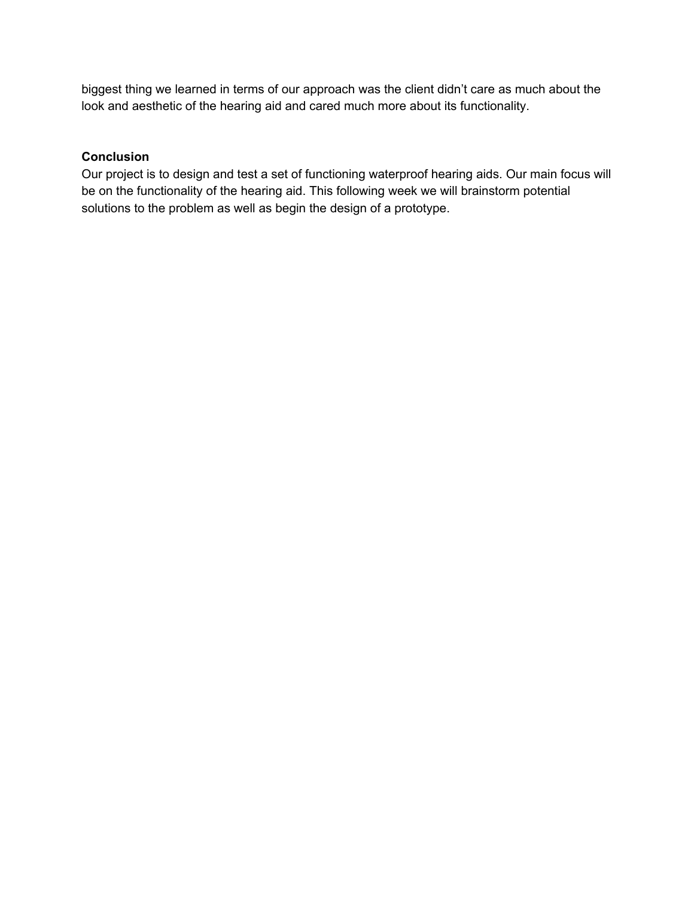biggest thing we learned in terms of our approach was the client didn't care as much about the look and aesthetic of the hearing aid and cared much more about its functionality.

**Conclusion**

Our project is to design and test a set of functioning waterproof hearing aids. Our main focus will be on the functionality of the hearing aid. This following week we will brainstorm potential solutions to the problem as well as begin the design of a prototype.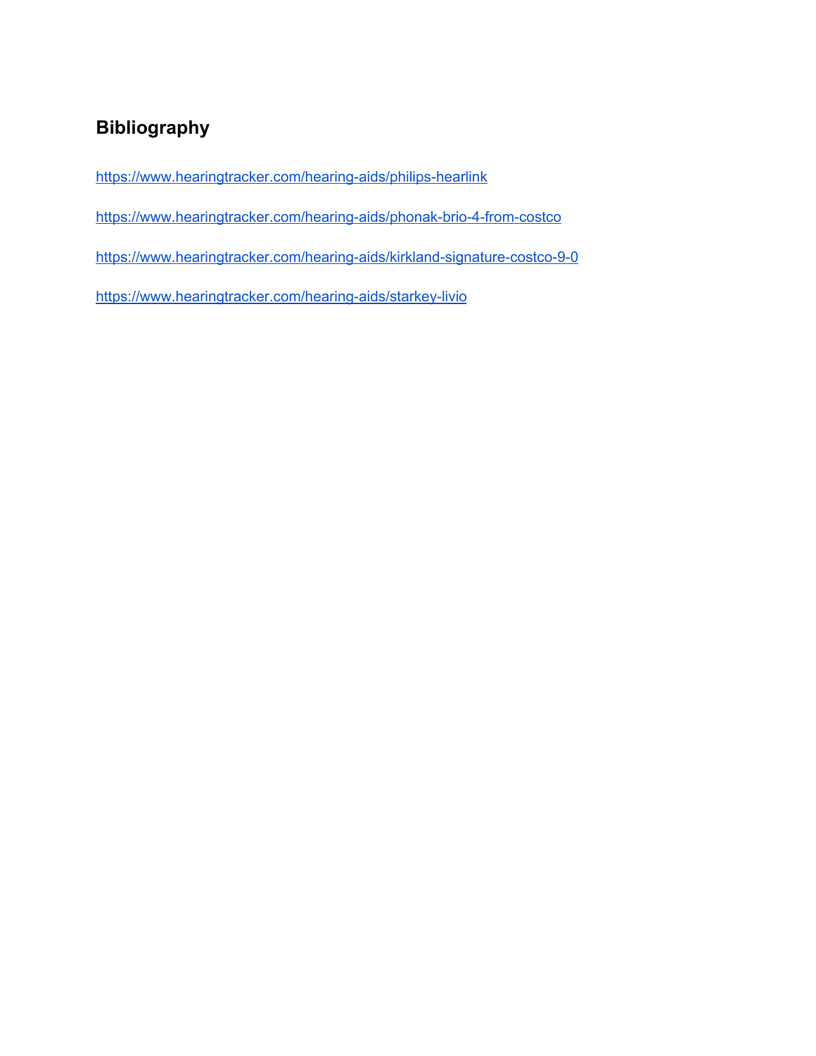## Bibliography

https://www.hearingtracker.com/hearing-aids/philips-hearlink

https://www.hearingtracker.com/hearing-aids/phonak-brio-4-from-costco

https://www.hearingtracker.com/hearing-aids/kirkland-signature-costco-9-0

https://www.hearingtracker.com/hearing-aids/starkey-livio